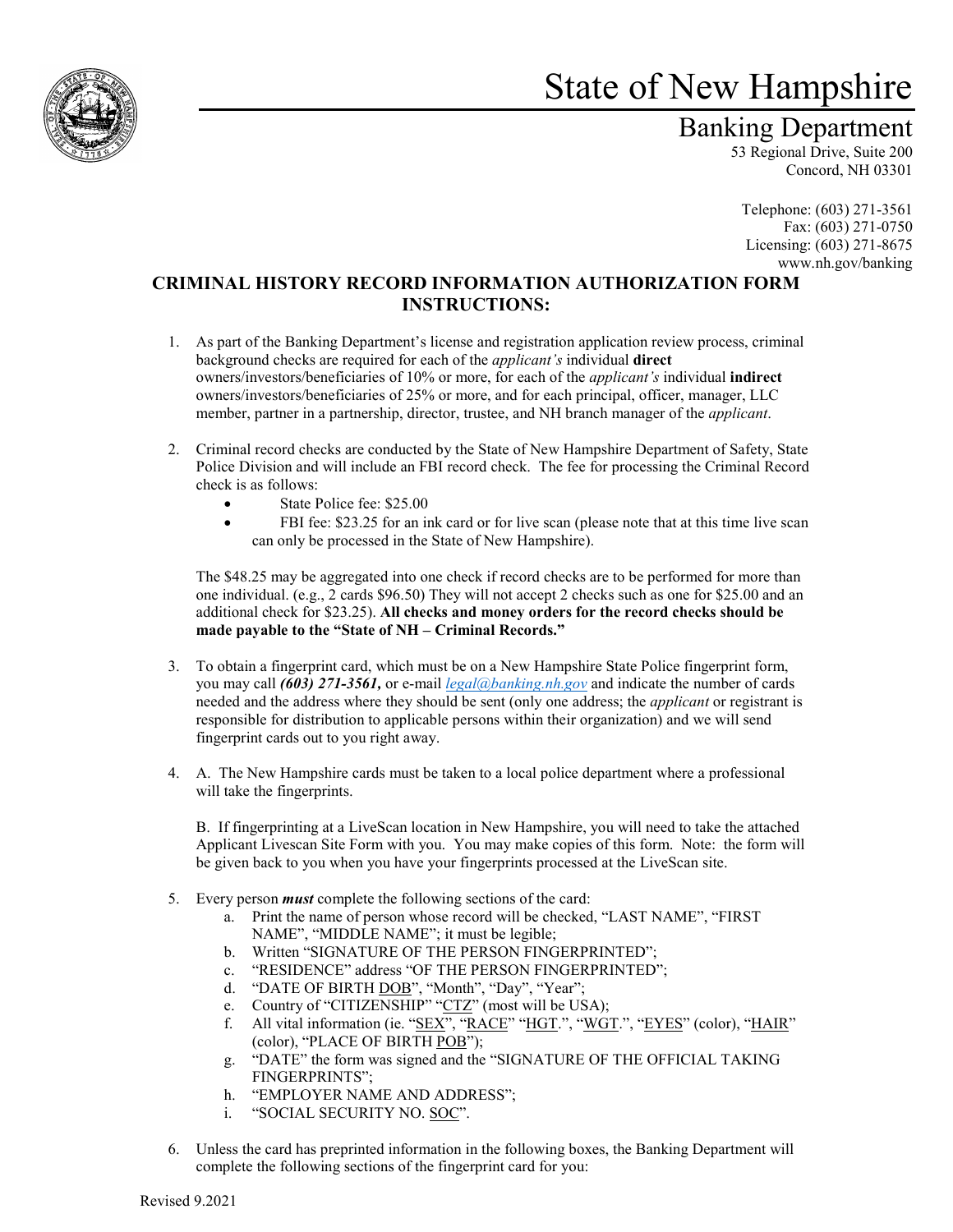# State of New Hampshire

## Banking Department

53 Regional Drive, Suite 200
Concord, NH 03301

Telephone: (603) 271-3561
Fax: (603) 271-0750
Licensing: (603) 271-8675
www.nh.gov/banking

## CRIMINAL HISTORY RECORD INFORMATION AUTHORIZATION FORM INSTRUCTIONS:

1. As part of the Banking Department's license and registration application review process, criminal background checks are required for each of the *applicant's* individual **direct** owners/investors/beneficiaries of 10% or more, for each of the *applicant's* individual **indirect** owners/investors/beneficiaries of 25% or more, and for each principal, officer, manager, LLC member, partner in a partnership, director, trustee, and NH branch manager of the *applicant*.

2. Criminal record checks are conducted by the State of New Hampshire Department of Safety, State Police Division and will include an FBI record check. The fee for processing the Criminal Record check is as follows:
   - State Police fee: $25.00
   - FBI fee: $23.25 for an ink card or for live scan (please note that at this time live scan can only be processed in the State of New Hampshire).

   The $48.25 may be aggregated into one check if record checks are to be performed for more than one individual. (e.g., 2 cards $96.50) They will not accept 2 checks such as one for $25.00 and an additional check for $23.25). **All checks and money orders for the record checks should be made payable to the "State of NH – Criminal Records."**

3. To obtain a fingerprint card, which must be on a New Hampshire State Police fingerprint form, you may call ***(603) 271-3561,*** or e-mail *legal@banking.nh.gov* and indicate the number of cards needed and the address where they should be sent (only one address; the *applicant* or registrant is responsible for distribution to applicable persons within their organization) and we will send fingerprint cards out to you right away.

4. A. The New Hampshire cards must be taken to a local police department where a professional will take the fingerprints.

   B. If fingerprinting at a LiveScan location in New Hampshire, you will need to take the attached Applicant Livescan Site Form with you. You may make copies of this form. Note: the form will be given back to you when you have your fingerprints processed at the LiveScan site.

5. Every person ***must*** complete the following sections of the card:
   a. Print the name of person whose record will be checked, "LAST NAME", "FIRST NAME", "MIDDLE NAME"; it must be legible;
   b. Written "SIGNATURE OF THE PERSON FINGERPRINTED";
   c. "RESIDENCE" address "OF THE PERSON FINGERPRINTED";
   d. "DATE OF BIRTH DOB", "Month", "Day", "Year";
   e. Country of "CITIZENSHIP" "CTZ" (most will be USA);
   f. All vital information (ie. "SEX", "RACE" "HGT.", "WGT.", "EYES" (color), "HAIR" (color), "PLACE OF BIRTH POB");
   g. "DATE" the form was signed and the "SIGNATURE OF THE OFFICIAL TAKING FINGERPRINTS";
   h. "EMPLOYER NAME AND ADDRESS";
   i. "SOCIAL SECURITY NO. SOC".

6. Unless the card has preprinted information in the following boxes, the Banking Department will complete the following sections of the fingerprint card for you:

Revised 9.2021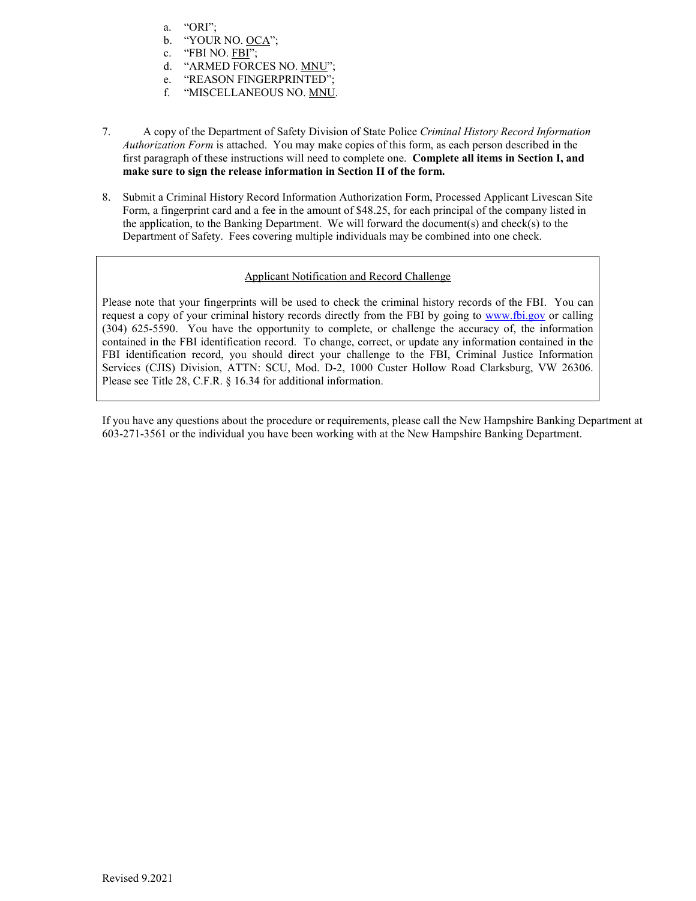a. "ORI";
   b. "YOUR NO. <u>OCA</u>";
   c. "FBI NO. <u>FBI</u>";
   d. "ARMED FORCES NO. <u>MNU</u>";
   e. "REASON FINGERPRINTED";
   f. "MISCELLANEOUS NO. <u>MNU</u>.

7. A copy of the Department of Safety Division of State Police *Criminal History Record Information Authorization Form* is attached. You may make copies of this form, as each person described in the first paragraph of these instructions will need to complete one. **Complete all items in Section I, and make sure to sign the release information in Section II of the form.**

8. Submit a Criminal History Record Information Authorization Form, Processed Applicant Livescan Site Form, a fingerprint card and a fee in the amount of $48.25, for each principal of the company listed in the application, to the Banking Department. We will forward the document(s) and check(s) to the Department of Safety. Fees covering multiple individuals may be combined into one check.

<u>Applicant Notification and Record Challenge</u>

Please note that your fingerprints will be used to check the criminal history records of the FBI. You can request a copy of your criminal history records directly from the FBI by going to [www.fbi.gov](http://www.fbi.gov) or calling (304) 625-5590. You have the opportunity to complete, or challenge the accuracy of, the information contained in the FBI identification record. To change, correct, or update any information contained in the FBI identification record, you should direct your challenge to the FBI, Criminal Justice Information Services (CJIS) Division, ATTN: SCU, Mod. D-2, 1000 Custer Hollow Road Clarksburg, VW 26306. Please see Title 28, C.F.R. § 16.34 for additional information.

If you have any questions about the procedure or requirements, please call the New Hampshire Banking Department at 603-271-3561 or the individual you have been working with at the New Hampshire Banking Department.

Revised 9.2021